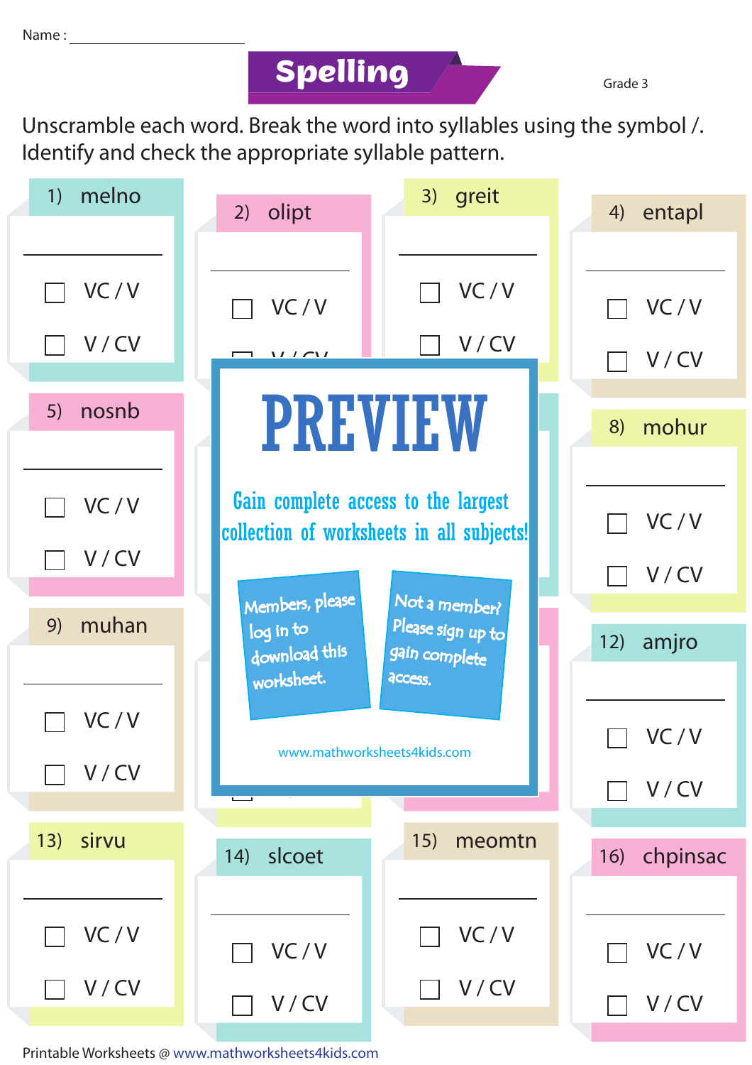Name : ____________________

# Spelling

Grade 3

Unscramble each word. Break the word into syllables using the symbol /. Identify and check the appropriate syllable pattern.

1) melno

____________________

☐ VC / V

☐ V / CV

2) olipt

____________________

☐ VC / V

☐ V / CV

3) greit

____________________

☐ VC / V

☐ V / CV

4) entapl

____________________

☐ VC / V

☐ V / CV

5) nosnb

____________________

☐ VC / V

☐ V / CV

8) mohur

____________________

☐ VC / V

☐ V / CV

9) muhan

____________________

☐ VC / V

☐ V / CV

12) amjro

____________________

☐ VC / V

☐ V / CV

PREVIEW

Gain complete access to the largest collection of worksheets in all subjects!

Members, please log in to download this worksheet.

Not a member? Please sign up to gain complete access.

www.mathworksheets4kids.com

13) sirvu

____________________

☐ VC / V

☐ V / CV

14) slcoet

____________________

☐ VC / V

☐ V / CV

15) meomtn

____________________

☐ VC / V

☐ V / CV

16) chpinsac

____________________

☐ VC / V

☐ V / CV

Printable Worksheets @ www.mathworksheets4kids.com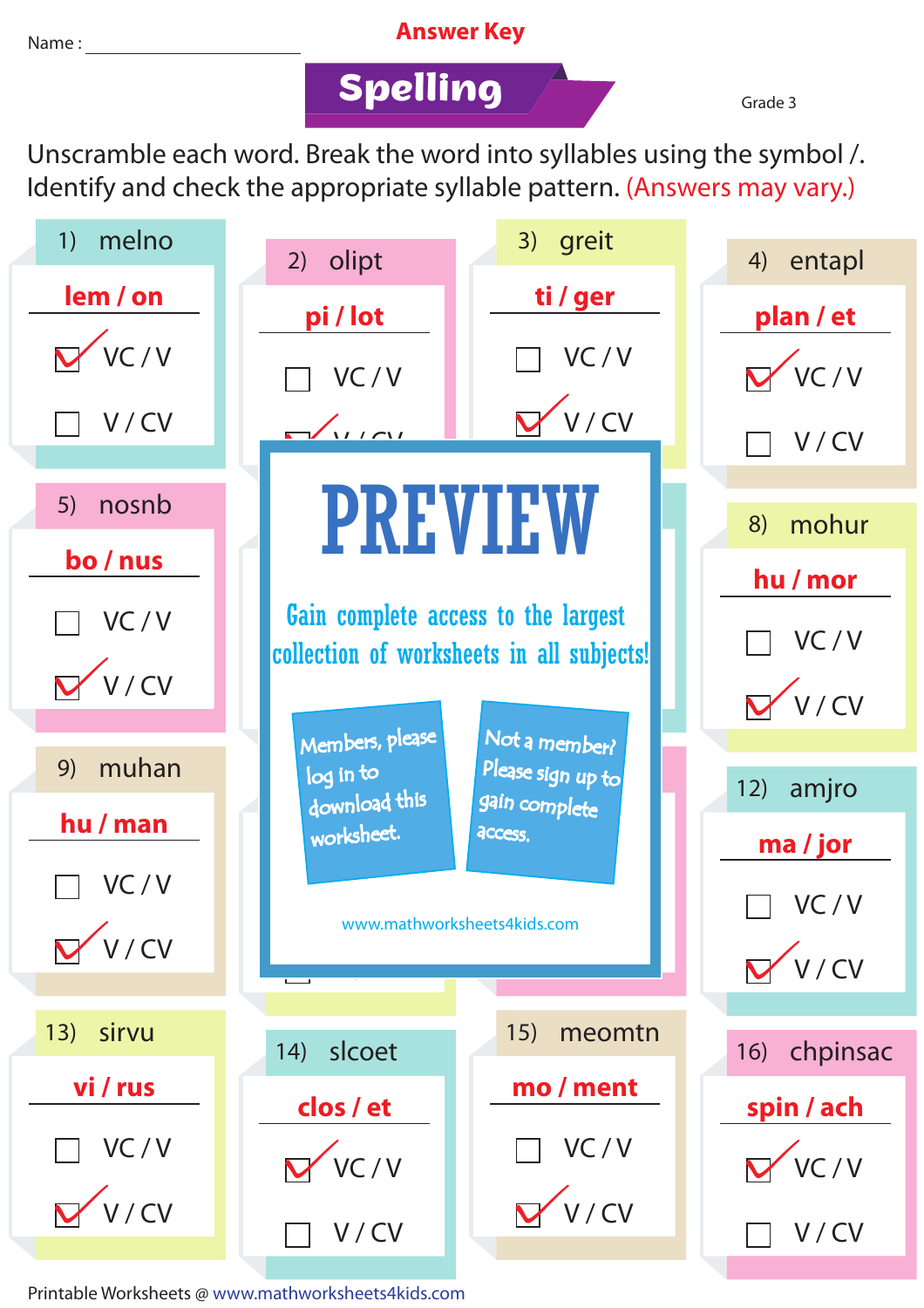Name : ____________________

**Answer Key**

# Spelling

Grade 3

Unscramble each word. Break the word into syllables using the symbol /. Identify and check the appropriate syllable pattern. (Answers may vary.)

1) melno
**lem / on**
- [x] VC / V
- [ ] V / CV

2) olipt
**pi / lot**
- [ ] VC / V
- [x] V / CV

3) greit
**ti / ger**
- [ ] VC / V
- [x] V / CV

4) entapl
**plan / et**
- [x] VC / V
- [ ] V / CV

5) nosnb
**bo / nus**
- [ ] VC / V
- [x] V / CV

8) mohur
**hu / mor**
- [ ] VC / V
- [x] V / CV

9) muhan
**hu / man**
- [ ] VC / V
- [x] V / CV

12) amjro
**ma / jor**
- [ ] VC / V
- [x] V / CV

13) sirvu
**vi / rus**
- [ ] VC / V
- [x] V / CV

14) slcoet
**clos / et**
- [x] VC / V
- [ ] V / CV

15) meomtn
**mo / ment**
- [ ] VC / V
- [x] V / CV

16) chpinsac
**spin / ach**
- [x] VC / V
- [ ] V / CV

PREVIEW

Gain complete access to the largest collection of worksheets in all subjects!

Members, please log in to download this worksheet.

Not a member? Please sign up to gain complete access.

www.mathworksheets4kids.com

Printable Worksheets @ www.mathworksheets4kids.com